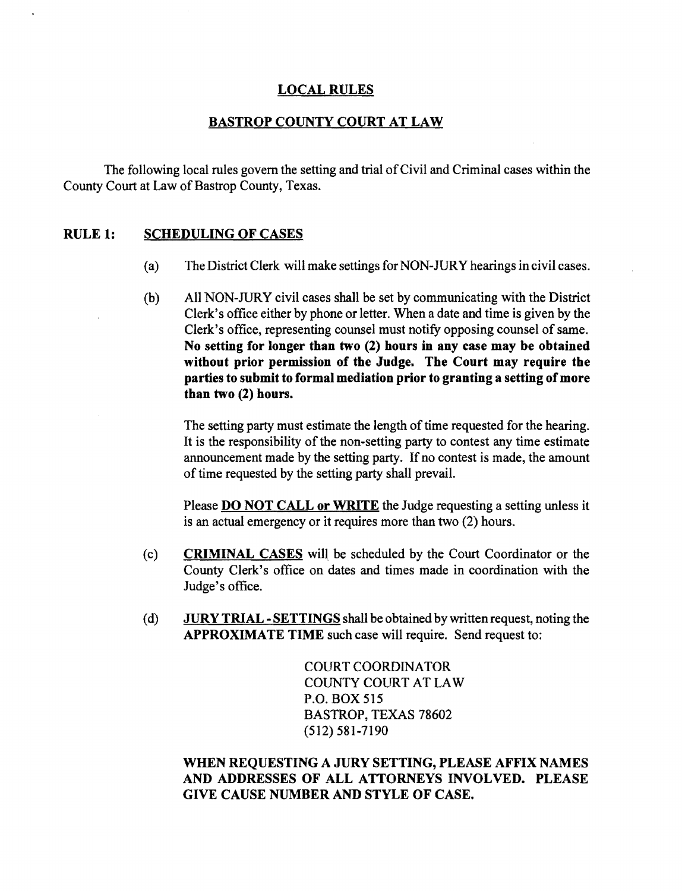# LOCAL RULES

## BASTROP COUNTY COURT AT LAW

The following local rules govern the setting and trial of Civil and Criminal cases within the County Court at Law of Bastrop County, Texas.

### RULE 1: SCHEDULING OF CASES

(a) The District Clerk will make settings for NON-JURY hearings in civil cases.

(b) All NON-JURY civil cases shall be set by communicating with the District Clerk's office either by phone or letter. When a date and time is given by the Clerk's office, representing counsel must notify opposing counsel of same. **No setting for longer than two (2) hours in any case may be obtained without prior permission of the Judge. The Court may require the parties to submit to formal mediation prior to granting a setting of more than two (2) hours.**

The setting party must estimate the length of time requested for the hearing. It is the responsibility of the non-setting party to contest any time estimate announcement made by the setting party. If no contest is made, the amount of time requested by the setting party shall prevail.

Please **DO NOT CALL or WRITE** the Judge requesting a setting unless it is an actual emergency or it requires more than two (2) hours.

(c) **CRIMINAL CASES** will be scheduled by the Court Coordinator or the County Clerk's office on dates and times made in coordination with the Judge's office.

(d) **JURY TRIAL - SETTINGS** shall be obtained by written request, noting the **APPROXIMATE TIME** such case will require. Send request to:

COURT COORDINATOR
COUNTY COURT AT LAW
P.O. BOX 515
BASTROP, TEXAS 78602
(512) 581-7190

**WHEN REQUESTING A JURY SETTING, PLEASE AFFIX NAMES AND ADDRESSES OF ALL ATTORNEYS INVOLVED. PLEASE GIVE CAUSE NUMBER AND STYLE OF CASE.**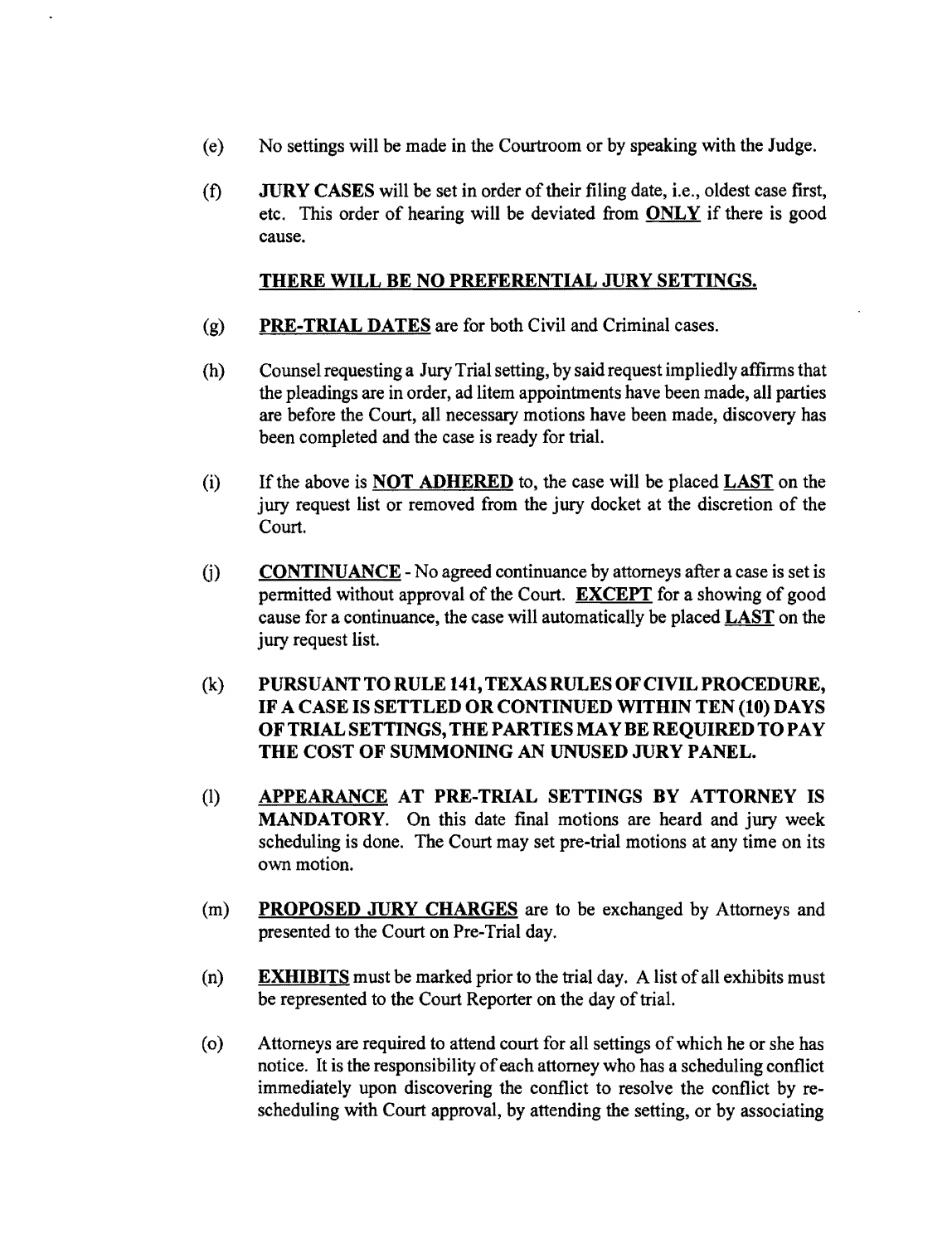(e) No settings will be made in the Courtroom or by speaking with the Judge.

(f) **JURY CASES** will be set in order of their filing date, i.e., oldest case first, etc. This order of hearing will be deviated from **ONLY** if there is good cause.

**THERE WILL BE NO PREFERENTIAL JURY SETTINGS.**

(g) **PRE-TRIAL DATES** are for both Civil and Criminal cases.

(h) Counsel requesting a Jury Trial setting, by said request impliedly affirms that the pleadings are in order, ad litem appointments have been made, all parties are before the Court, all necessary motions have been made, discovery has been completed and the case is ready for trial.

(i) If the above is **NOT ADHERED** to, the case will be placed **LAST** on the jury request list or removed from the jury docket at the discretion of the Court.

(j) **CONTINUANCE** - No agreed continuance by attorneys after a case is set is permitted without approval of the Court. **EXCEPT** for a showing of good cause for a continuance, the case will automatically be placed **LAST** on the jury request list.

(k) **PURSUANT TO RULE 141, TEXAS RULES OF CIVIL PROCEDURE, IF A CASE IS SETTLED OR CONTINUED WITHIN TEN (10) DAYS OF TRIAL SETTINGS, THE PARTIES MAY BE REQUIRED TO PAY THE COST OF SUMMONING AN UNUSED JURY PANEL.**

(l) **APPEARANCE AT PRE-TRIAL SETTINGS BY ATTORNEY IS MANDATORY.** On this date final motions are heard and jury week scheduling is done. The Court may set pre-trial motions at any time on its own motion.

(m) **PROPOSED JURY CHARGES** are to be exchanged by Attorneys and presented to the Court on Pre-Trial day.

(n) **EXHIBITS** must be marked prior to the trial day. A list of all exhibits must be represented to the Court Reporter on the day of trial.

(o) Attorneys are required to attend court for all settings of which he or she has notice. It is the responsibility of each attorney who has a scheduling conflict immediately upon discovering the conflict to resolve the conflict by re-scheduling with Court approval, by attending the setting, or by associating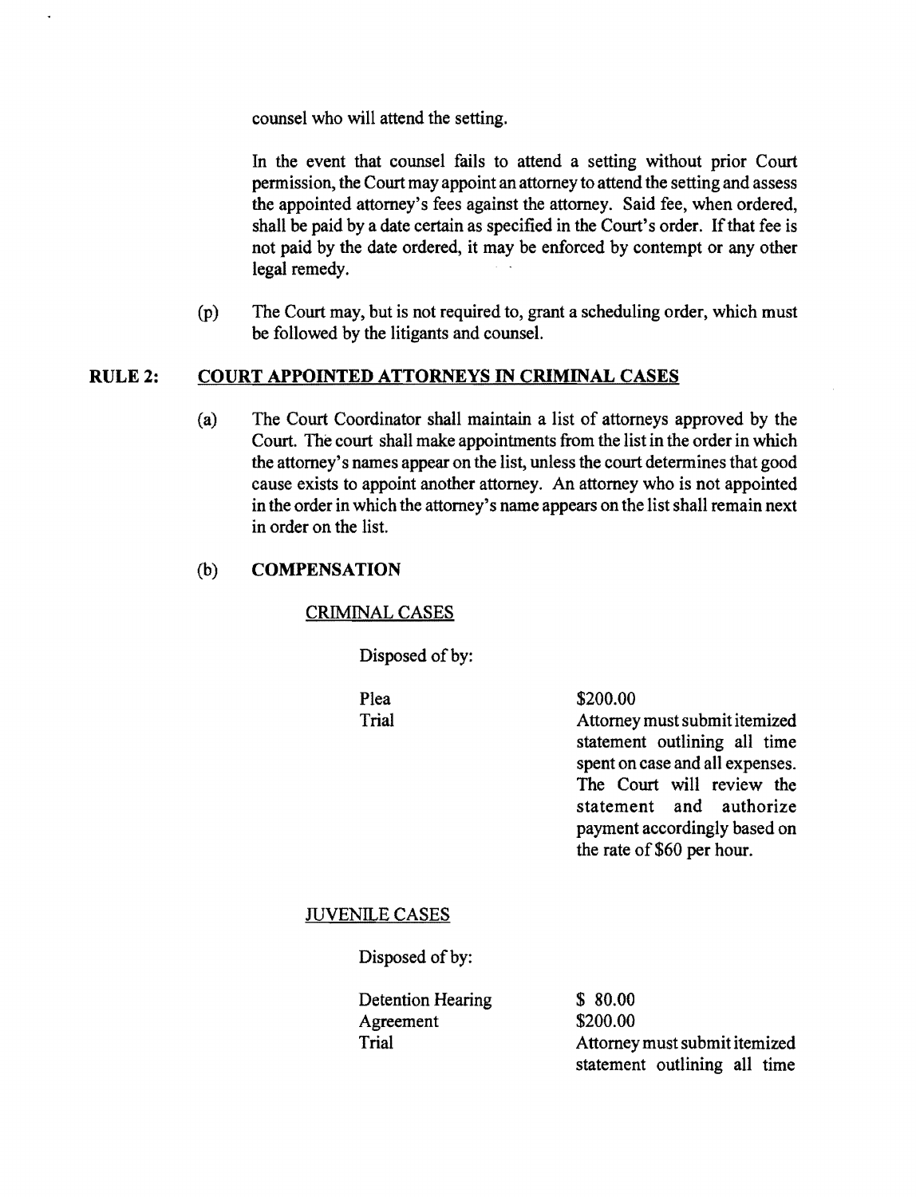counsel who will attend the setting.

In the event that counsel fails to attend a setting without prior Court permission, the Court may appoint an attorney to attend the setting and assess the appointed attorney's fees against the attorney. Said fee, when ordered, shall be paid by a date certain as specified in the Court's order. If that fee is not paid by the date ordered, it may be enforced by contempt or any other legal remedy.

(p) The Court may, but is not required to, grant a scheduling order, which must be followed by the litigants and counsel.

## RULE 2: COURT APPOINTED ATTORNEYS IN CRIMINAL CASES

(a) The Court Coordinator shall maintain a list of attorneys approved by the Court. The court shall make appointments from the list in the order in which the attorney's names appear on the list, unless the court determines that good cause exists to appoint another attorney. An attorney who is not appointed in the order in which the attorney's name appears on the list shall remain next in order on the list.

(b) **COMPENSATION**

CRIMINAL CASES

Disposed of by:

| | |
|---|---|
| Plea | \$200.00 |
| Trial | Attorney must submit itemized statement outlining all time spent on case and all expenses. The Court will review the statement and authorize payment accordingly based on the rate of \$60 per hour. |

JUVENILE CASES

Disposed of by:

| | |
|---|---|
| Detention Hearing | \$ 80.00 |
| Agreement | \$200.00 |
| Trial | Attorney must submit itemized statement outlining all time |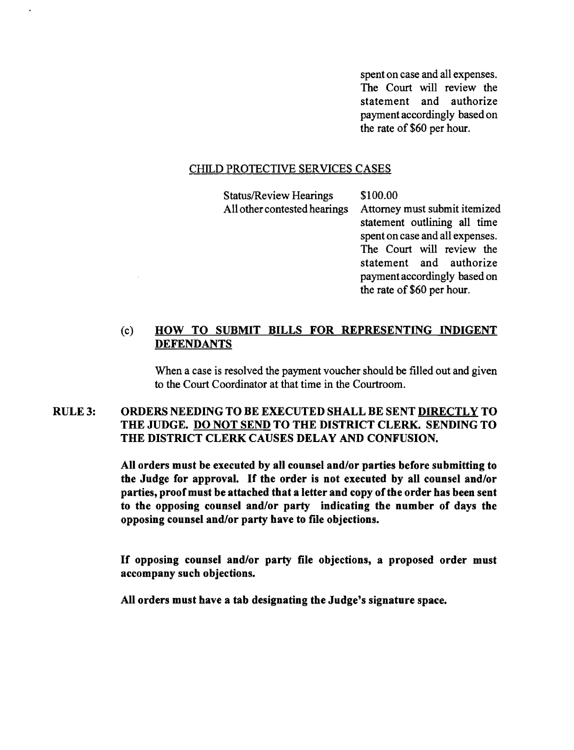spent on case and all expenses. The Court will review the statement and authorize payment accordingly based on the rate of $60 per hour.

CHILD PROTECTIVE SERVICES CASES

| | |
|---|---|
| Status/Review Hearings | $100.00 |
| All other contested hearings | Attorney must submit itemized statement outlining all time spent on case and all expenses. The Court will review the statement and authorize payment accordingly based on the rate of $60 per hour. |

(c) **HOW TO SUBMIT BILLS FOR REPRESENTING INDIGENT DEFENDANTS**

When a case is resolved the payment voucher should be filled out and given to the Court Coordinator at that time in the Courtroom.

**RULE 3: ORDERS NEEDING TO BE EXECUTED SHALL BE SENT DIRECTLY TO THE JUDGE. DO NOT SEND TO THE DISTRICT CLERK. SENDING TO THE DISTRICT CLERK CAUSES DELAY AND CONFUSION.**

**All orders must be executed by all counsel and/or parties before submitting to the Judge for approval. If the order is not executed by all counsel and/or parties, proof must be attached that a letter and copy of the order has been sent to the opposing counsel and/or party indicating the number of days the opposing counsel and/or party have to file objections.**

**If opposing counsel and/or party file objections, a proposed order must accompany such objections.**

**All orders must have a tab designating the Judge's signature space.**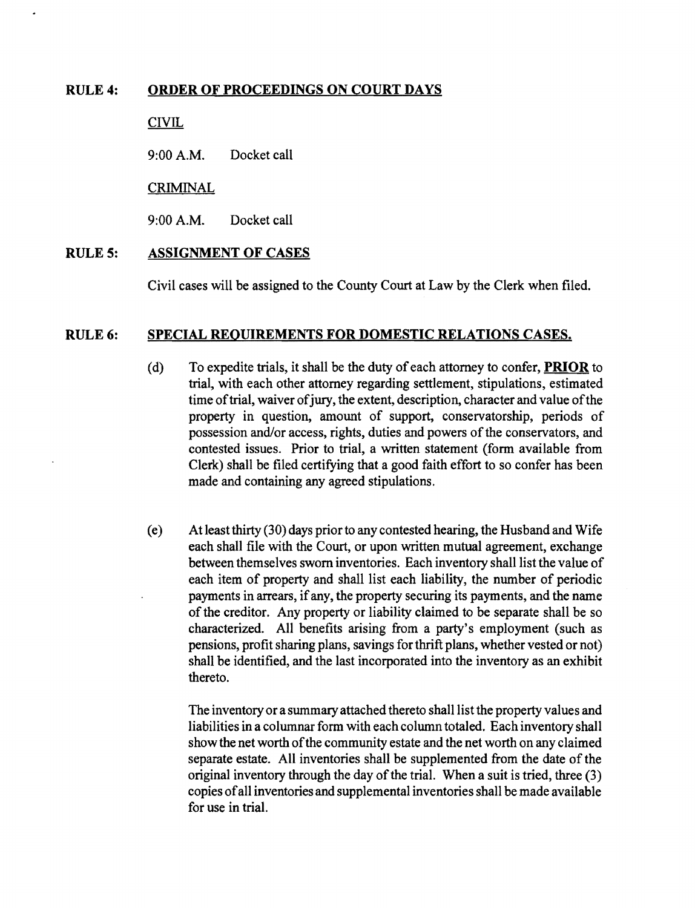## RULE 4: ORDER OF PROCEEDINGS ON COURT DAYS

CIVIL

9:00 A.M. Docket call

CRIMINAL

9:00 A.M. Docket call

## RULE 5: ASSIGNMENT OF CASES

Civil cases will be assigned to the County Court at Law by the Clerk when filed.

## RULE 6: SPECIAL REQUIREMENTS FOR DOMESTIC RELATIONS CASES.

(d) To expedite trials, it shall be the duty of each attorney to confer, **PRIOR** to trial, with each other attorney regarding settlement, stipulations, estimated time of trial, waiver of jury, the extent, description, character and value of the property in question, amount of support, conservatorship, periods of possession and/or access, rights, duties and powers of the conservators, and contested issues. Prior to trial, a written statement (form available from Clerk) shall be filed certifying that a good faith effort to so confer has been made and containing any agreed stipulations.

(e) At least thirty (30) days prior to any contested hearing, the Husband and Wife each shall file with the Court, or upon written mutual agreement, exchange between themselves sworn inventories. Each inventory shall list the value of each item of property and shall list each liability, the number of periodic payments in arrears, if any, the property securing its payments, and the name of the creditor. Any property or liability claimed to be separate shall be so characterized. All benefits arising from a party's employment (such as pensions, profit sharing plans, savings for thrift plans, whether vested or not) shall be identified, and the last incorporated into the inventory as an exhibit thereto.

The inventory or a summary attached thereto shall list the property values and liabilities in a columnar form with each column totaled. Each inventory shall show the net worth of the community estate and the net worth on any claimed separate estate. All inventories shall be supplemented from the date of the original inventory through the day of the trial. When a suit is tried, three (3) copies of all inventories and supplemental inventories shall be made available for use in trial.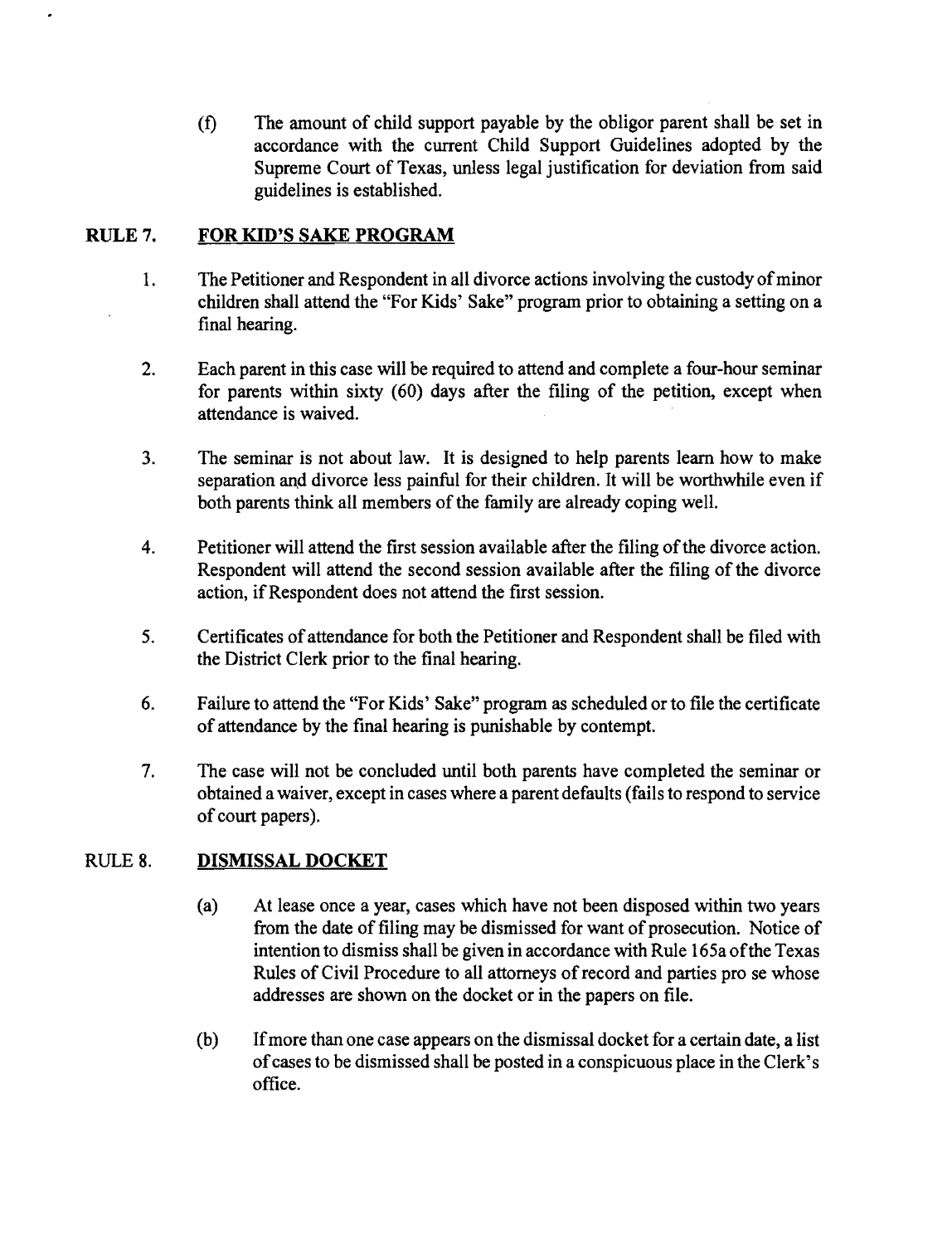(f) The amount of child support payable by the obligor parent shall be set in accordance with the current Child Support Guidelines adopted by the Supreme Court of Texas, unless legal justification for deviation from said guidelines is established.

## RULE 7. FOR KID'S SAKE PROGRAM

1. The Petitioner and Respondent in all divorce actions involving the custody of minor children shall attend the "For Kids' Sake" program prior to obtaining a setting on a final hearing.

2. Each parent in this case will be required to attend and complete a four-hour seminar for parents within sixty (60) days after the filing of the petition, except when attendance is waived.

3. The seminar is not about law. It is designed to help parents learn how to make separation and divorce less painful for their children. It will be worthwhile even if both parents think all members of the family are already coping well.

4. Petitioner will attend the first session available after the filing of the divorce action. Respondent will attend the second session available after the filing of the divorce action, if Respondent does not attend the first session.

5. Certificates of attendance for both the Petitioner and Respondent shall be filed with the District Clerk prior to the final hearing.

6. Failure to attend the "For Kids' Sake" program as scheduled or to file the certificate of attendance by the final hearing is punishable by contempt.

7. The case will not be concluded until both parents have completed the seminar or obtained a waiver, except in cases where a parent defaults (fails to respond to service of court papers).

## RULE 8. DISMISSAL DOCKET

(a) At lease once a year, cases which have not been disposed within two years from the date of filing may be dismissed for want of prosecution. Notice of intention to dismiss shall be given in accordance with Rule 165a of the Texas Rules of Civil Procedure to all attorneys of record and parties pro se whose addresses are shown on the docket or in the papers on file.

(b) If more than one case appears on the dismissal docket for a certain date, a list of cases to be dismissed shall be posted in a conspicuous place in the Clerk's office.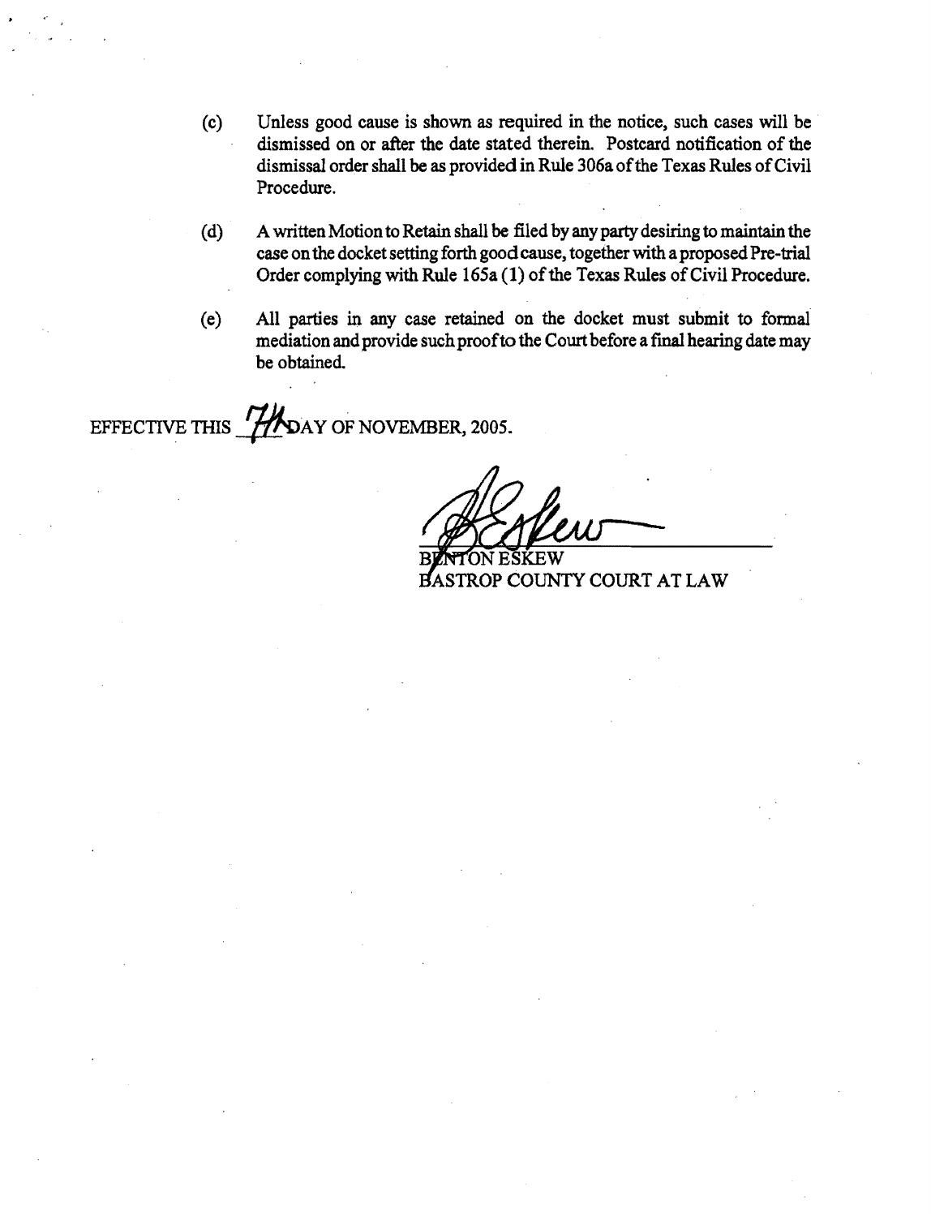(c) Unless good cause is shown as required in the notice, such cases will be dismissed on or after the date stated therein. Postcard notification of the dismissal order shall be as provided in Rule 306a of the Texas Rules of Civil Procedure.

(d) A written Motion to Retain shall be filed by any party desiring to maintain the case on the docket setting forth good cause, together with a proposed Pre-trial Order complying with Rule 165a (1) of the Texas Rules of Civil Procedure.

(e) All parties in any case retained on the docket must submit to formal mediation and provide such proof to the Court before a final hearing date may be obtained.

EFFECTIVE THIS 7th DAY OF NOVEMBER, 2005.

BENTON ESKEW
BASTROP COUNTY COURT AT LAW